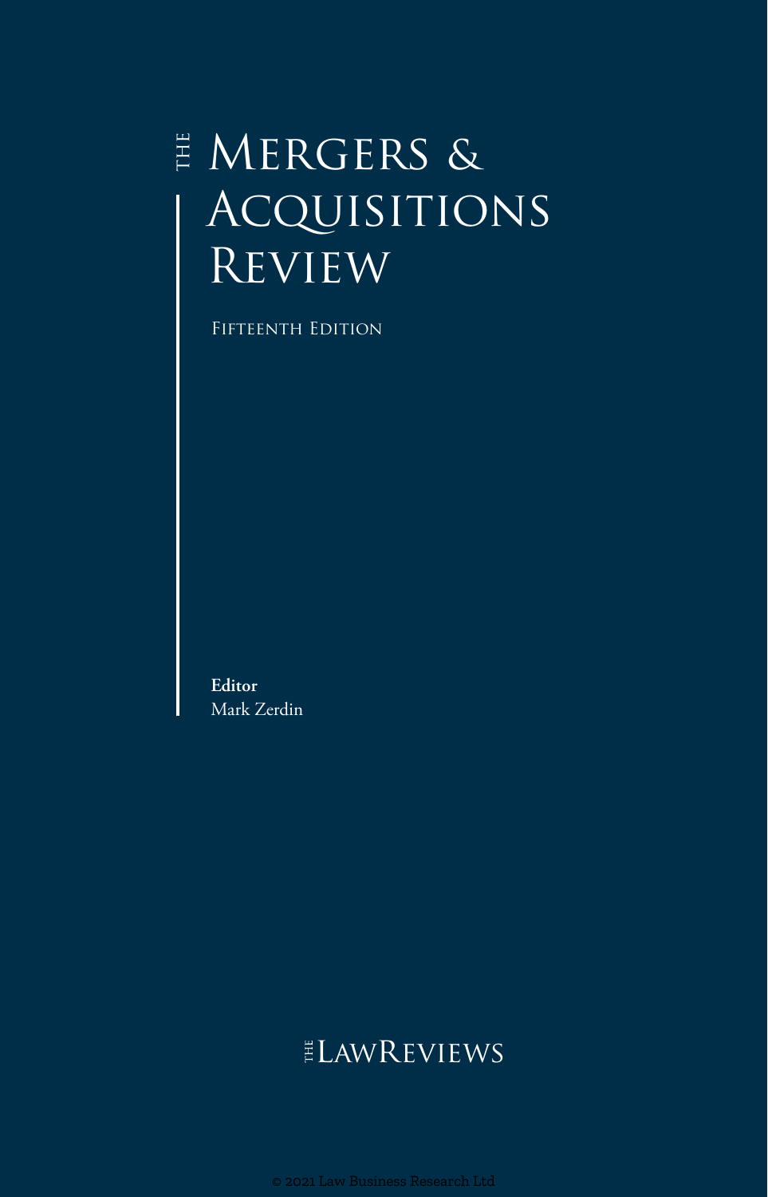# The Mergers & Acquisitions Review

Fifteenth Edition

**Editor**
Mark Zerdin

The LawReviews

© 2021 Law Business Research Ltd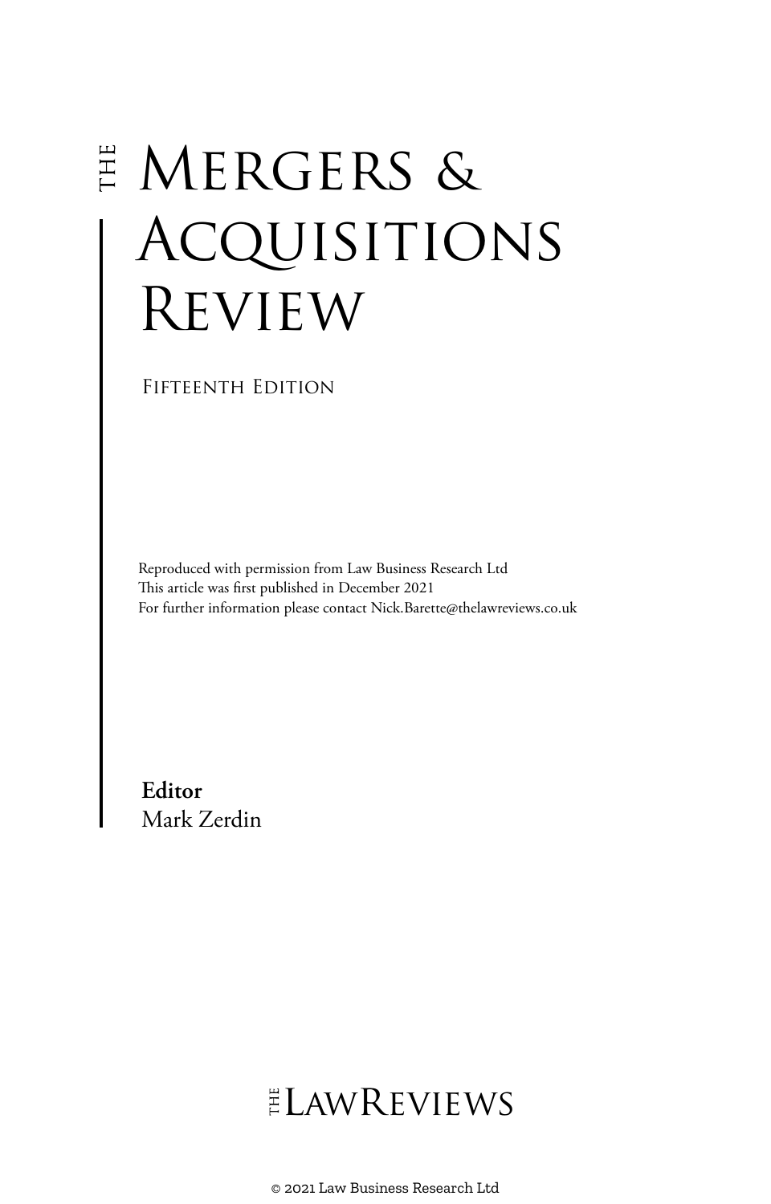# THE MERGERS & ACQUISITIONS REVIEW

FIFTEENTH EDITION

Reproduced with permission from Law Business Research Ltd
This article was first published in December 2021
For further information please contact Nick.Barette@thelawreviews.co.uk

**Editor**
Mark Zerdin

THE LAWREVIEWS

© 2021 Law Business Research Ltd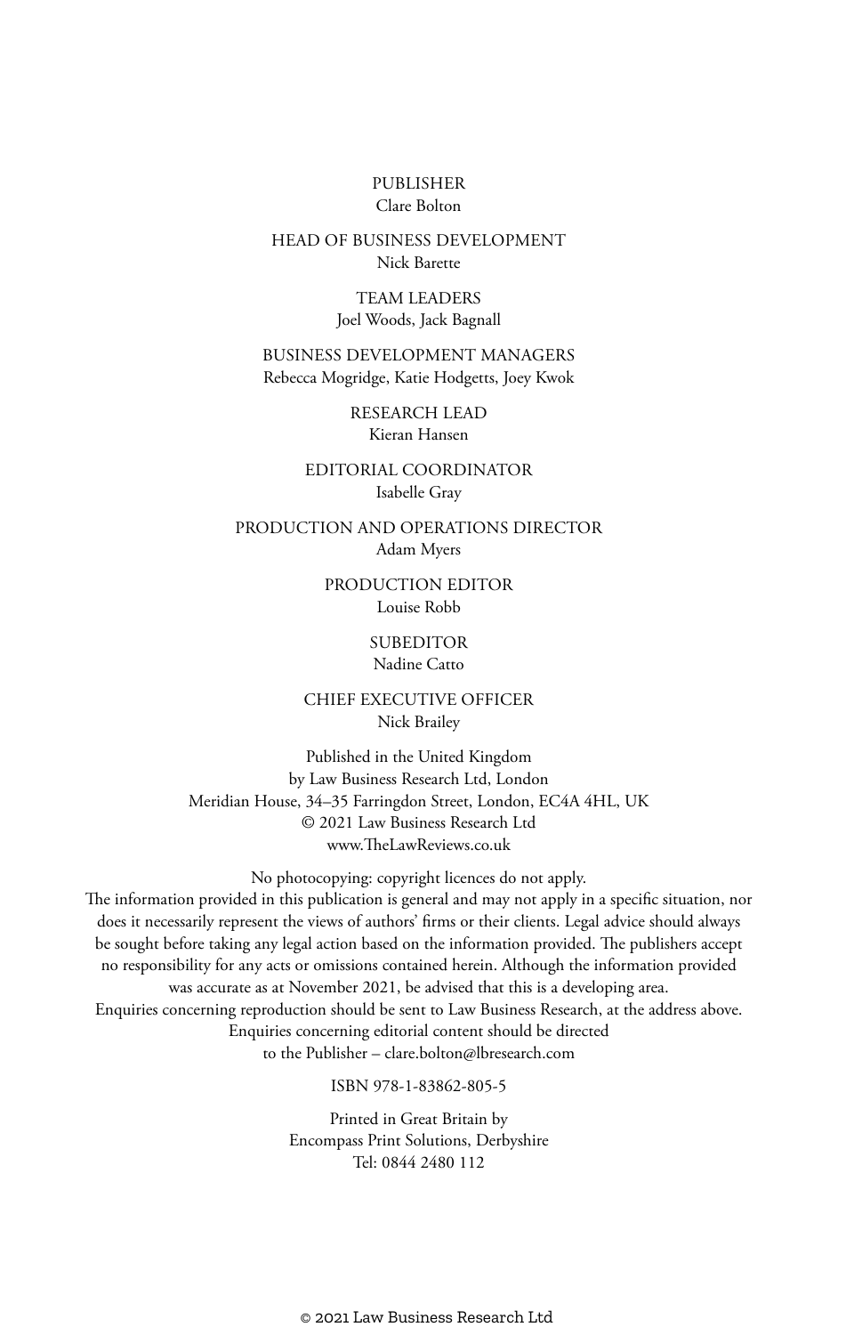PUBLISHER
Clare Bolton

HEAD OF BUSINESS DEVELOPMENT
Nick Barette

TEAM LEADERS
Joel Woods, Jack Bagnall

BUSINESS DEVELOPMENT MANAGERS
Rebecca Mogridge, Katie Hodgetts, Joey Kwok

RESEARCH LEAD
Kieran Hansen

EDITORIAL COORDINATOR
Isabelle Gray

PRODUCTION AND OPERATIONS DIRECTOR
Adam Myers

PRODUCTION EDITOR
Louise Robb

SUBEDITOR
Nadine Catto

CHIEF EXECUTIVE OFFICER
Nick Brailey

Published in the United Kingdom
by Law Business Research Ltd, London
Meridian House, 34–35 Farringdon Street, London, EC4A 4HL, UK
© 2021 Law Business Research Ltd
www.TheLawReviews.co.uk

No photocopying: copyright licences do not apply.
The information provided in this publication is general and may not apply in a specific situation, nor does it necessarily represent the views of authors' firms or their clients. Legal advice should always be sought before taking any legal action based on the information provided. The publishers accept no responsibility for any acts or omissions contained herein. Although the information provided was accurate as at November 2021, be advised that this is a developing area.
Enquiries concerning reproduction should be sent to Law Business Research, at the address above.
Enquiries concerning editorial content should be directed
to the Publisher – clare.bolton@lbresearch.com

ISBN 978-1-83862-805-5

Printed in Great Britain by
Encompass Print Solutions, Derbyshire
Tel: 0844 2480 112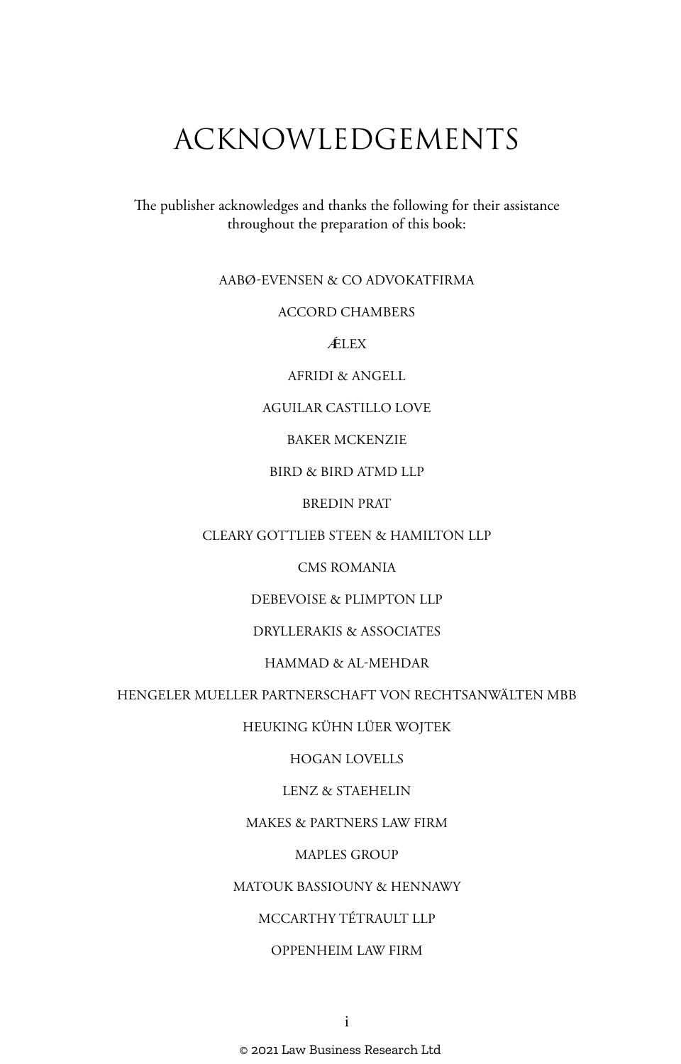# ACKNOWLEDGEMENTS

The publisher acknowledges and thanks the following for their assistance throughout the preparation of this book:

AABØ-EVENSEN & CO ADVOKATFIRMA

ACCORD CHAMBERS

ÆLEX

AFRIDI & ANGELL

AGUILAR CASTILLO LOVE

BAKER MCKENZIE

BIRD & BIRD ATMD LLP

BREDIN PRAT

CLEARY GOTTLIEB STEEN & HAMILTON LLP

CMS ROMANIA

DEBEVOISE & PLIMPTON LLP

DRYLLERAKIS & ASSOCIATES

HAMMAD & AL-MEHDAR

HENGELER MUELLER PARTNERSCHAFT VON RECHTSANWÄLTEN MBB

HEUKING KÜHN LÜER WOJTEK

HOGAN LOVELLS

LENZ & STAEHELIN

MAKES & PARTNERS LAW FIRM

MAPLES GROUP

MATOUK BASSIOUNY & HENNAWY

MCCARTHY TÉTRAULT LLP

OPPENHEIM LAW FIRM

© 2021 Law Business Research Ltd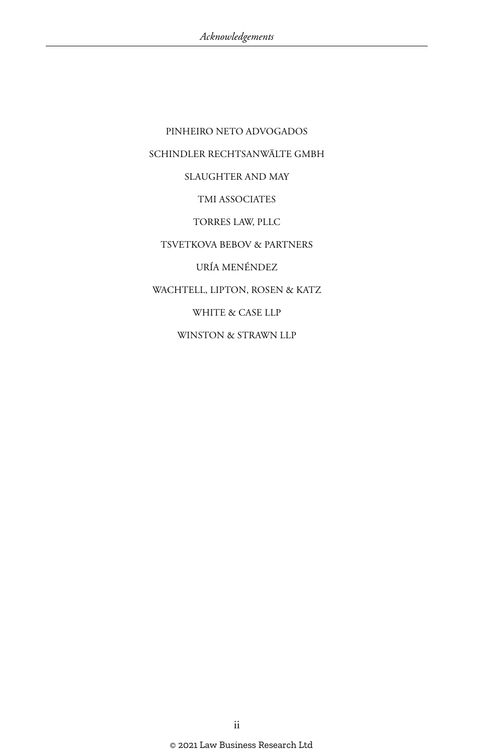PINHEIRO NETO ADVOGADOS

SCHINDLER RECHTSANWÄLTE GMBH

SLAUGHTER AND MAY

TMI ASSOCIATES

TORRES LAW, PLLC

TSVETKOVA BEBOV & PARTNERS

URÍA MENÉNDEZ

WACHTELL, LIPTON, ROSEN & KATZ

WHITE & CASE LLP

WINSTON & STRAWN LLP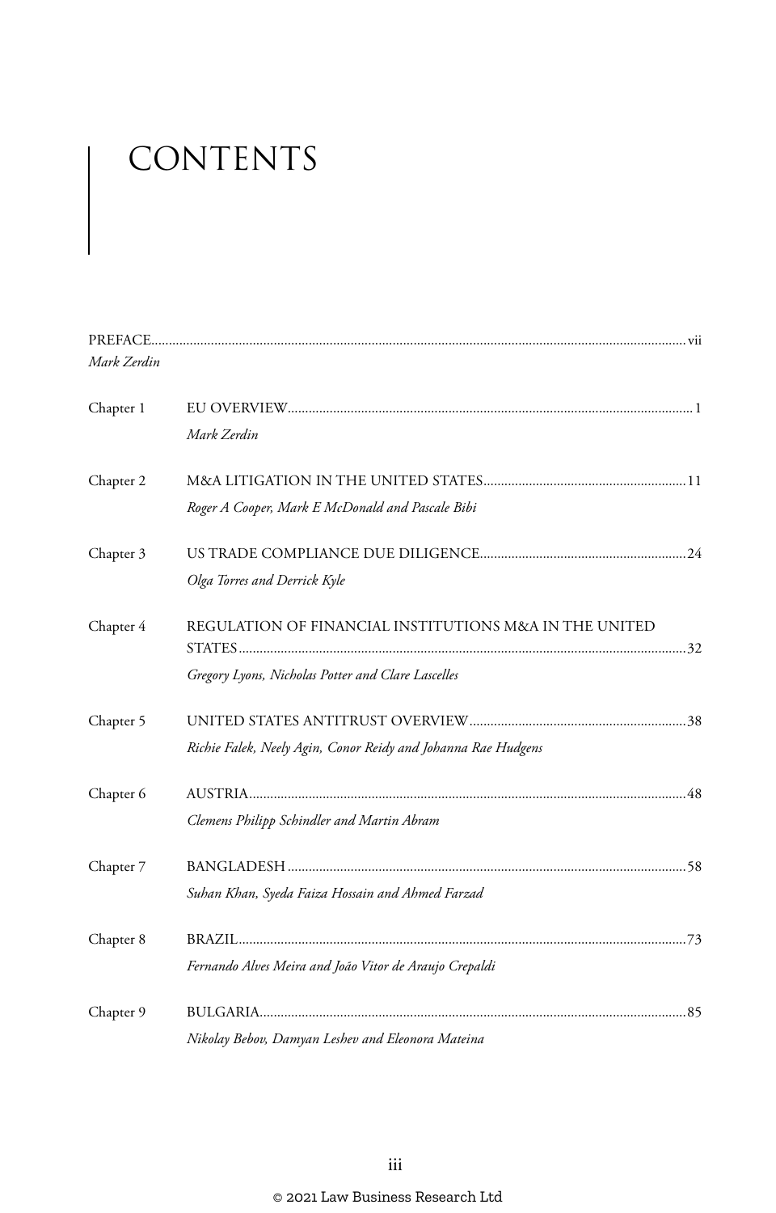# CONTENTS

PREFACE ........ vii
*Mark Zerdin*

Chapter 1 EU OVERVIEW ........ 1
*Mark Zerdin*

Chapter 2 M&A LITIGATION IN THE UNITED STATES ........ 11
*Roger A Cooper, Mark E McDonald and Pascale Bibi*

Chapter 3 US TRADE COMPLIANCE DUE DILIGENCE ........ 24
*Olga Torres and Derrick Kyle*

Chapter 4 REGULATION OF FINANCIAL INSTITUTIONS M&A IN THE UNITED STATES ........ 32
*Gregory Lyons, Nicholas Potter and Clare Lascelles*

Chapter 5 UNITED STATES ANTITRUST OVERVIEW ........ 38
*Richie Falek, Neely Agin, Conor Reidy and Johanna Rae Hudgens*

Chapter 6 AUSTRIA ........ 48
*Clemens Philipp Schindler and Martin Abram*

Chapter 7 BANGLADESH ........ 58
*Suhan Khan, Syeda Faiza Hossain and Ahmed Farzad*

Chapter 8 BRAZIL ........ 73
*Fernando Alves Meira and João Vitor de Araujo Crepaldi*

Chapter 9 BULGARIA ........ 85
*Nikolay Bebov, Damyan Leshev and Eleonora Mateina*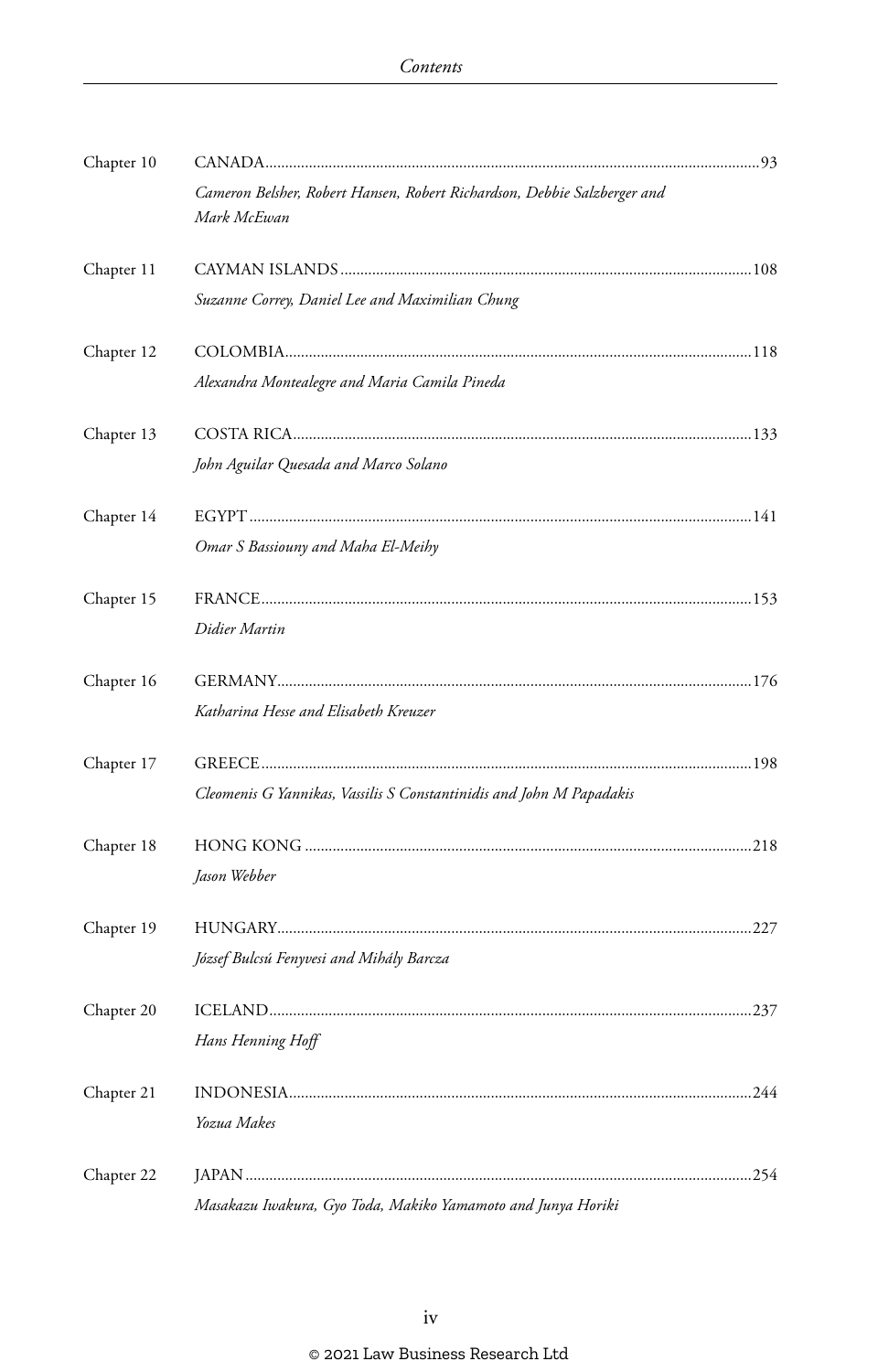Chapter 10 CANADA.....93

*Cameron Belsher, Robert Hansen, Robert Richardson, Debbie Salzberger and Mark McEwan*

Chapter 11 CAYMAN ISLANDS.....108

*Suzanne Correy, Daniel Lee and Maximilian Chung*

Chapter 12 COLOMBIA.....118

*Alexandra Montealegre and Maria Camila Pineda*

Chapter 13 COSTA RICA.....133

*John Aguilar Quesada and Marco Solano*

Chapter 14 EGYPT.....141

*Omar S Bassiouny and Maha El-Meihy*

Chapter 15 FRANCE.....153

*Didier Martin*

Chapter 16 GERMANY.....176

*Katharina Hesse and Elisabeth Kreuzer*

Chapter 17 GREECE.....198

*Cleomenis G Yannikas, Vassilis S Constantinidis and John M Papadakis*

Chapter 18 HONG KONG.....218

*Jason Webber*

Chapter 19 HUNGARY.....227

*József Bulcsú Fenyvesi and Mihály Barcza*

Chapter 20 ICELAND.....237

*Hans Henning Hoff*

Chapter 21 INDONESIA.....244

*Yozua Makes*

Chapter 22 JAPAN.....254

*Masakazu Iwakura, Gyo Toda, Makiko Yamamoto and Junya Horiki*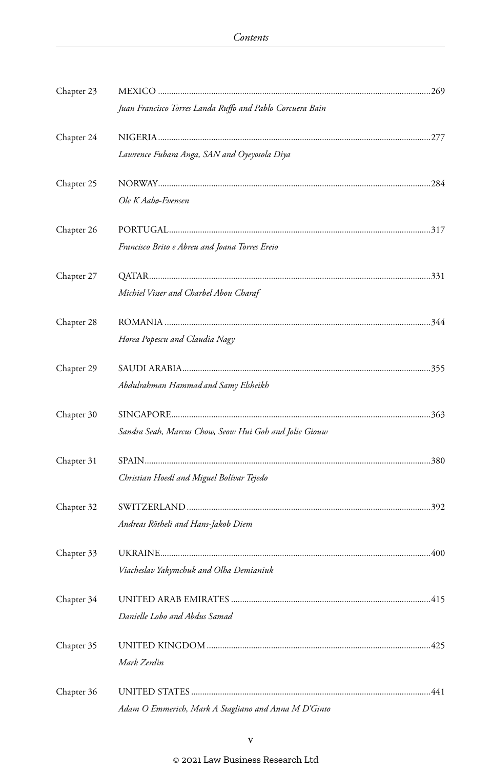Chapter 23 MEXICO ....................................................................................................................269

*Juan Francisco Torres Landa Ruffo and Pablo Corcuera Bain*

Chapter 24 NIGERIA....................................................................................................................277

*Lawrence Fubara Anga, SAN and Oyeyosola Diya*

Chapter 25 NORWAY....................................................................................................................284

*Ole K Aabø-Evensen*

Chapter 26 PORTUGAL..................................................................................................................317

*Francisco Brito e Abreu and Joana Torres Ereio*

Chapter 27 QATAR..........................................................................................................................331

*Michiel Visser and Charbel Abou Charaf*

Chapter 28 ROMANIA ....................................................................................................................344

*Horea Popescu and Claudia Nagy*

Chapter 29 SAUDI ARABIA............................................................................................................355

*Abdulrahman Hammad and Samy Elsheikh*

Chapter 30 SINGAPORE..................................................................................................................363

*Sandra Seah, Marcus Chow, Seow Hui Goh and Jolie Giouw*

Chapter 31 SPAIN............................................................................................................................380

*Christian Hoedl and Miguel Bolívar Tejedo*

Chapter 32 SWITZERLAND ............................................................................................................392

*Andreas Rötheli and Hans-Jakob Diem*

Chapter 33 UKRAINE......................................................................................................................400

*Viacheslav Yakymchuk and Olha Demianiuk*

Chapter 34 UNITED ARAB EMIRATES ........................................................................................415

*Danielle Lobo and Abdus Samad*

Chapter 35 UNITED KINGDOM ....................................................................................................425

*Mark Zerdin*

Chapter 36 UNITED STATES ..........................................................................................................441

*Adam O Emmerich, Mark A Stagliano and Anna M D'Ginto*

© 2021 Law Business Research Ltd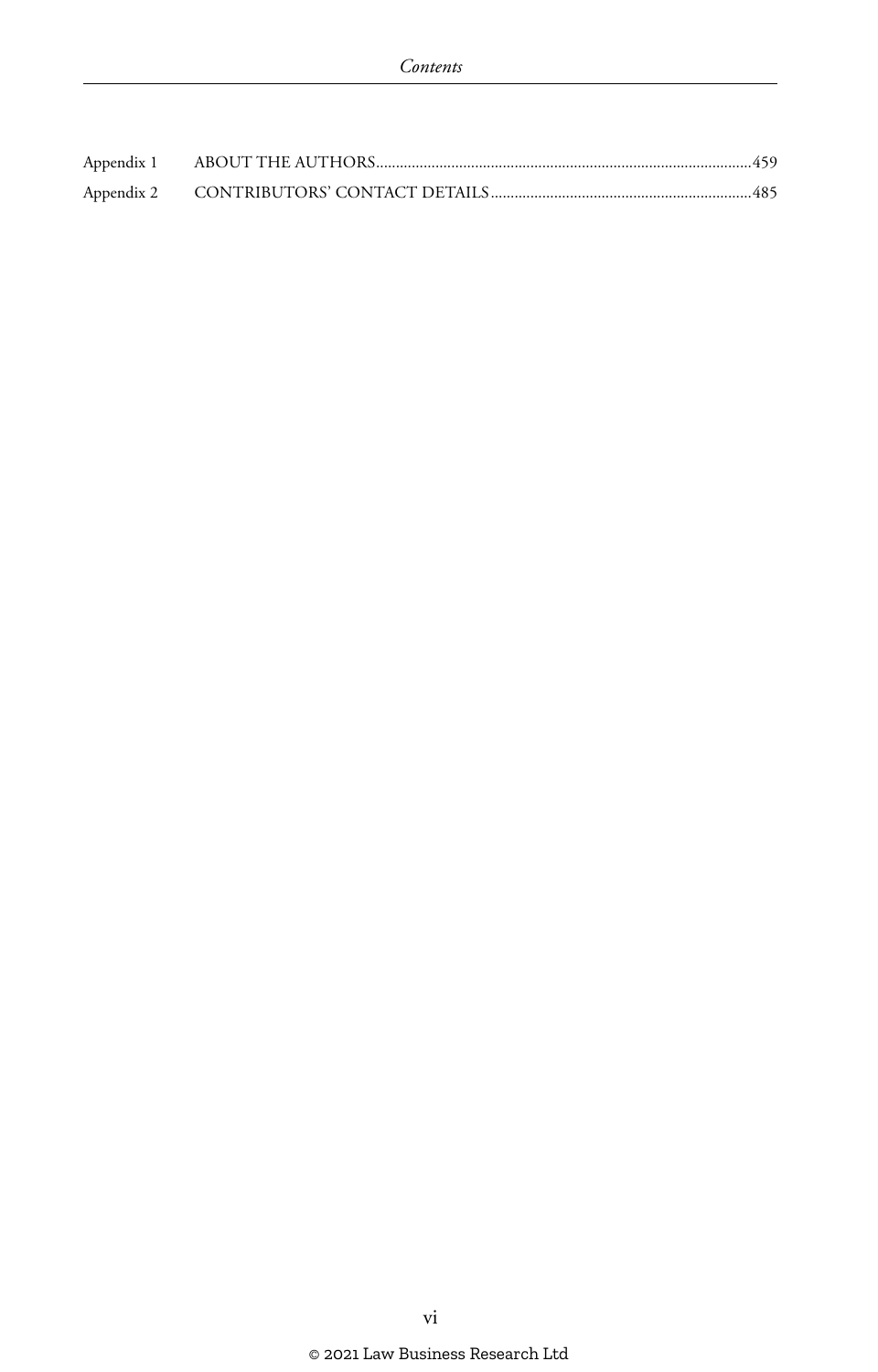| | | |
|---|---|---|
| Appendix 1 | ABOUT THE AUTHORS | 459 |
| Appendix 2 | CONTRIBUTORS' CONTACT DETAILS | 485 |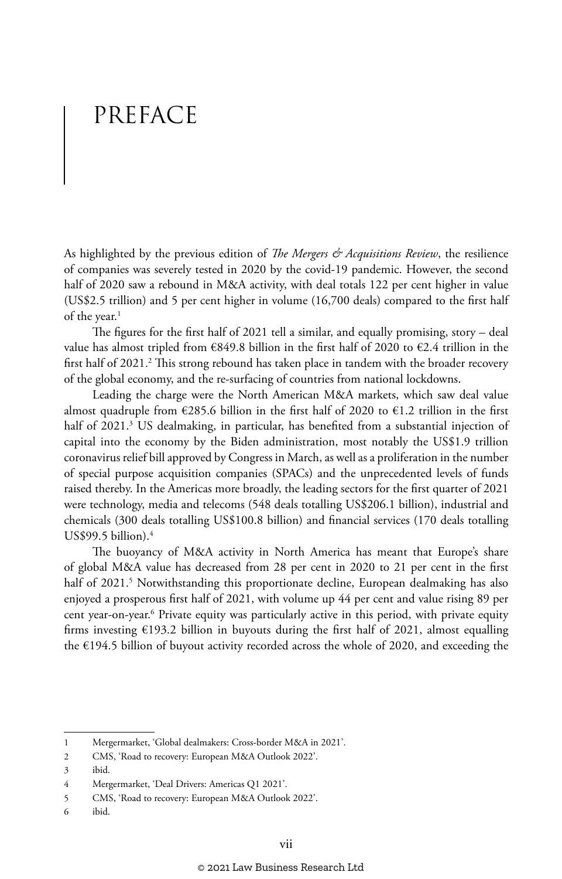# PREFACE

As highlighted by the previous edition of *The Mergers & Acquisitions Review*, the resilience of companies was severely tested in 2020 by the covid-19 pandemic. However, the second half of 2020 saw a rebound in M&A activity, with deal totals 122 per cent higher in value (US$2.5 trillion) and 5 per cent higher in volume (16,700 deals) compared to the first half of the year.[1]

The figures for the first half of 2021 tell a similar, and equally promising, story – deal value has almost tripled from €849.8 billion in the first half of 2020 to €2.4 trillion in the first half of 2021.[2] This strong rebound has taken place in tandem with the broader recovery of the global economy, and the re-surfacing of countries from national lockdowns.

Leading the charge were the North American M&A markets, which saw deal value almost quadruple from €285.6 billion in the first half of 2020 to €1.2 trillion in the first half of 2021.[3] US dealmaking, in particular, has benefited from a substantial injection of capital into the economy by the Biden administration, most notably the US$1.9 trillion coronavirus relief bill approved by Congress in March, as well as a proliferation in the number of special purpose acquisition companies (SPACs) and the unprecedented levels of funds raised thereby. In the Americas more broadly, the leading sectors for the first quarter of 2021 were technology, media and telecoms (548 deals totalling US$206.1 billion), industrial and chemicals (300 deals totalling US$100.8 billion) and financial services (170 deals totalling US$99.5 billion).[4]

The buoyancy of M&A activity in North America has meant that Europe's share of global M&A value has decreased from 28 per cent in 2020 to 21 per cent in the first half of 2021.[5] Notwithstanding this proportionate decline, European dealmaking has also enjoyed a prosperous first half of 2021, with volume up 44 per cent and value rising 89 per cent year-on-year.[6] Private equity was particularly active in this period, with private equity firms investing €193.2 billion in buyouts during the first half of 2021, almost equalling the €194.5 billion of buyout activity recorded across the whole of 2020, and exceeding the

---

1 Mergermarket, 'Global dealmakers: Cross-border M&A in 2021'.

2 CMS, 'Road to recovery: European M&A Outlook 2022'.

3 ibid.

4 Mergermarket, 'Deal Drivers: Americas Q1 2021'.

5 CMS, 'Road to recovery: European M&A Outlook 2022'.

6 ibid.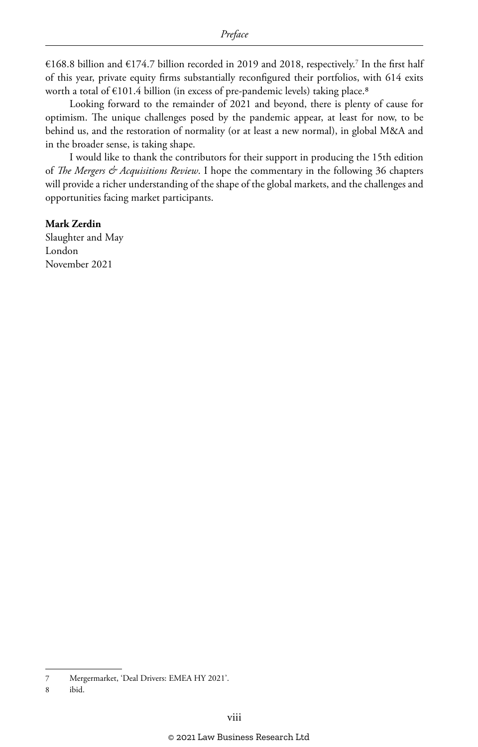€168.8 billion and €174.7 billion recorded in 2019 and 2018, respectively.[7] In the first half of this year, private equity firms substantially reconfigured their portfolios, with 614 exits worth a total of €101.4 billion (in excess of pre-pandemic levels) taking place.[8]

Looking forward to the remainder of 2021 and beyond, there is plenty of cause for optimism. The unique challenges posed by the pandemic appear, at least for now, to be behind us, and the restoration of normality (or at least a new normal), in global M&A and in the broader sense, is taking shape.

I would like to thank the contributors for their support in producing the 15th edition of *The Mergers & Acquisitions Review*. I hope the commentary in the following 36 chapters will provide a richer understanding of the shape of the global markets, and the challenges and opportunities facing market participants.

**Mark Zerdin**
Slaughter and May
London
November 2021

---

7 Mergermarket, 'Deal Drivers: EMEA HY 2021'.

8 ibid.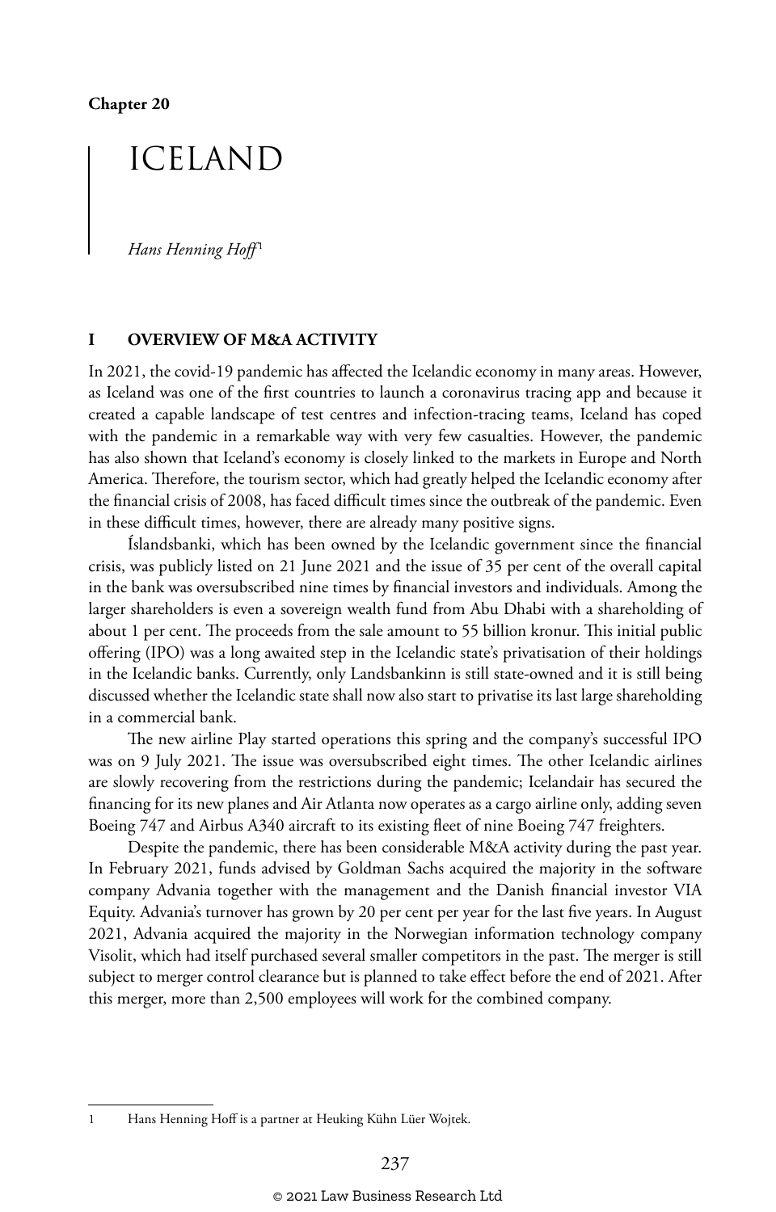**Chapter 20**

# ICELAND

*Hans Henning Hoff*[1]

## I OVERVIEW OF M&A ACTIVITY

In 2021, the covid-19 pandemic has affected the Icelandic economy in many areas. However, as Iceland was one of the first countries to launch a coronavirus tracing app and because it created a capable landscape of test centres and infection-tracing teams, Iceland has coped with the pandemic in a remarkable way with very few casualties. However, the pandemic has also shown that Iceland's economy is closely linked to the markets in Europe and North America. Therefore, the tourism sector, which had greatly helped the Icelandic economy after the financial crisis of 2008, has faced difficult times since the outbreak of the pandemic. Even in these difficult times, however, there are already many positive signs.

Íslandsbanki, which has been owned by the Icelandic government since the financial crisis, was publicly listed on 21 June 2021 and the issue of 35 per cent of the overall capital in the bank was oversubscribed nine times by financial investors and individuals. Among the larger shareholders is even a sovereign wealth fund from Abu Dhabi with a shareholding of about 1 per cent. The proceeds from the sale amount to 55 billion kronur. This initial public offering (IPO) was a long awaited step in the Icelandic state's privatisation of their holdings in the Icelandic banks. Currently, only Landsbankinn is still state-owned and it is still being discussed whether the Icelandic state shall now also start to privatise its last large shareholding in a commercial bank.

The new airline Play started operations this spring and the company's successful IPO was on 9 July 2021. The issue was oversubscribed eight times. The other Icelandic airlines are slowly recovering from the restrictions during the pandemic; Icelandair has secured the financing for its new planes and Air Atlanta now operates as a cargo airline only, adding seven Boeing 747 and Airbus A340 aircraft to its existing fleet of nine Boeing 747 freighters.

Despite the pandemic, there has been considerable M&A activity during the past year. In February 2021, funds advised by Goldman Sachs acquired the majority in the software company Advania together with the management and the Danish financial investor VIA Equity. Advania's turnover has grown by 20 per cent per year for the last five years. In August 2021, Advania acquired the majority in the Norwegian information technology company Visolit, which had itself purchased several smaller competitors in the past. The merger is still subject to merger control clearance but is planned to take effect before the end of 2021. After this merger, more than 2,500 employees will work for the combined company.

---

1 Hans Henning Hoff is a partner at Heuking Kühn Lüer Wojtek.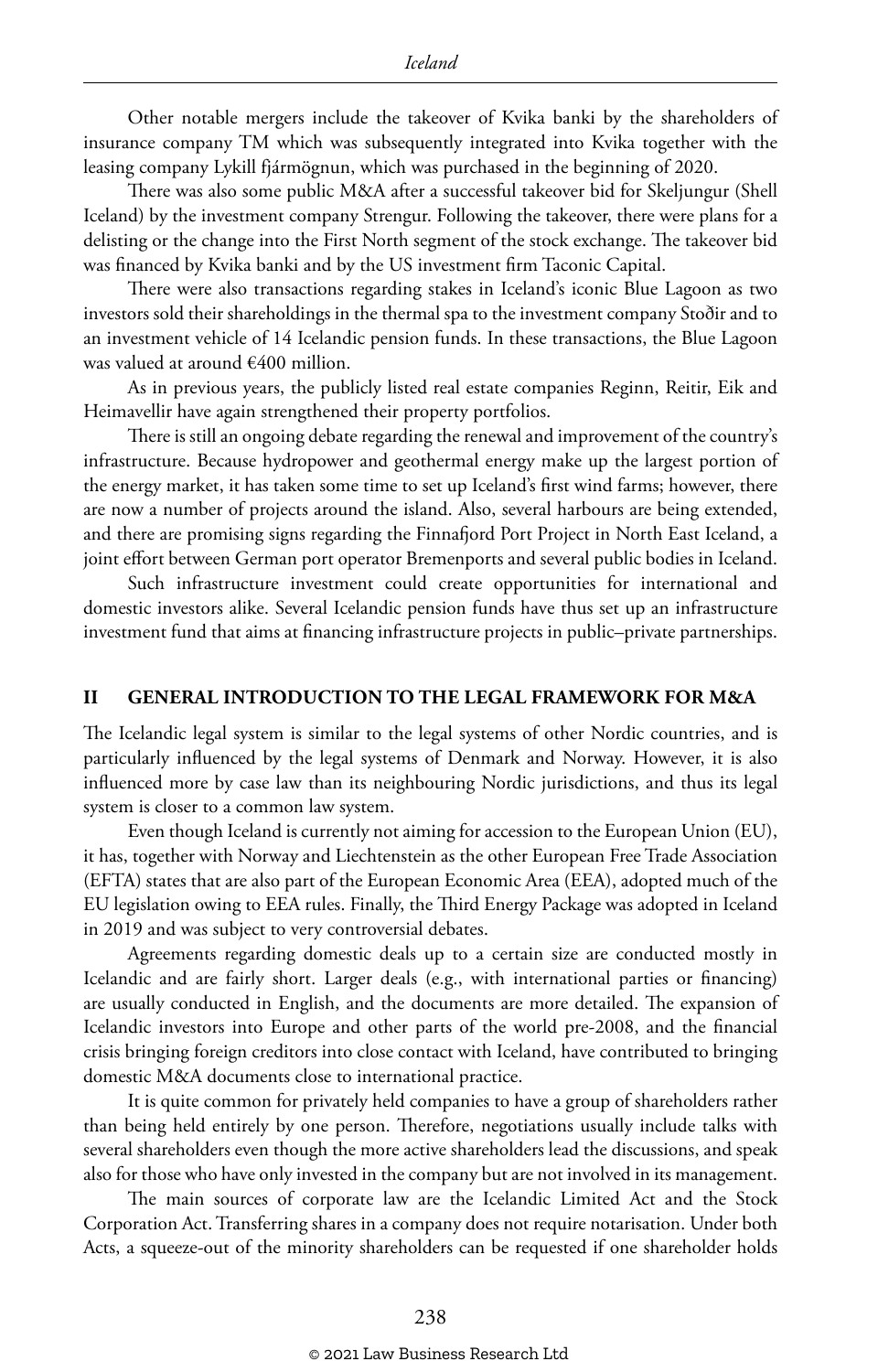Other notable mergers include the takeover of Kvika banki by the shareholders of insurance company TM which was subsequently integrated into Kvika together with the leasing company Lykill fjármögnun, which was purchased in the beginning of 2020.

There was also some public M&A after a successful takeover bid for Skeljungur (Shell Iceland) by the investment company Strengur. Following the takeover, there were plans for a delisting or the change into the First North segment of the stock exchange. The takeover bid was financed by Kvika banki and by the US investment firm Taconic Capital.

There were also transactions regarding stakes in Iceland's iconic Blue Lagoon as two investors sold their shareholdings in the thermal spa to the investment company Stoðir and to an investment vehicle of 14 Icelandic pension funds. In these transactions, the Blue Lagoon was valued at around €400 million.

As in previous years, the publicly listed real estate companies Reginn, Reitir, Eik and Heimavellir have again strengthened their property portfolios.

There is still an ongoing debate regarding the renewal and improvement of the country's infrastructure. Because hydropower and geothermal energy make up the largest portion of the energy market, it has taken some time to set up Iceland's first wind farms; however, there are now a number of projects around the island. Also, several harbours are being extended, and there are promising signs regarding the Finnafjord Port Project in North East Iceland, a joint effort between German port operator Bremenports and several public bodies in Iceland.

Such infrastructure investment could create opportunities for international and domestic investors alike. Several Icelandic pension funds have thus set up an infrastructure investment fund that aims at financing infrastructure projects in public–private partnerships.

## II GENERAL INTRODUCTION TO THE LEGAL FRAMEWORK FOR M&A

The Icelandic legal system is similar to the legal systems of other Nordic countries, and is particularly influenced by the legal systems of Denmark and Norway. However, it is also influenced more by case law than its neighbouring Nordic jurisdictions, and thus its legal system is closer to a common law system.

Even though Iceland is currently not aiming for accession to the European Union (EU), it has, together with Norway and Liechtenstein as the other European Free Trade Association (EFTA) states that are also part of the European Economic Area (EEA), adopted much of the EU legislation owing to EEA rules. Finally, the Third Energy Package was adopted in Iceland in 2019 and was subject to very controversial debates.

Agreements regarding domestic deals up to a certain size are conducted mostly in Icelandic and are fairly short. Larger deals (e.g., with international parties or financing) are usually conducted in English, and the documents are more detailed. The expansion of Icelandic investors into Europe and other parts of the world pre-2008, and the financial crisis bringing foreign creditors into close contact with Iceland, have contributed to bringing domestic M&A documents close to international practice.

It is quite common for privately held companies to have a group of shareholders rather than being held entirely by one person. Therefore, negotiations usually include talks with several shareholders even though the more active shareholders lead the discussions, and speak also for those who have only invested in the company but are not involved in its management.

The main sources of corporate law are the Icelandic Limited Act and the Stock Corporation Act. Transferring shares in a company does not require notarisation. Under both Acts, a squeeze-out of the minority shareholders can be requested if one shareholder holds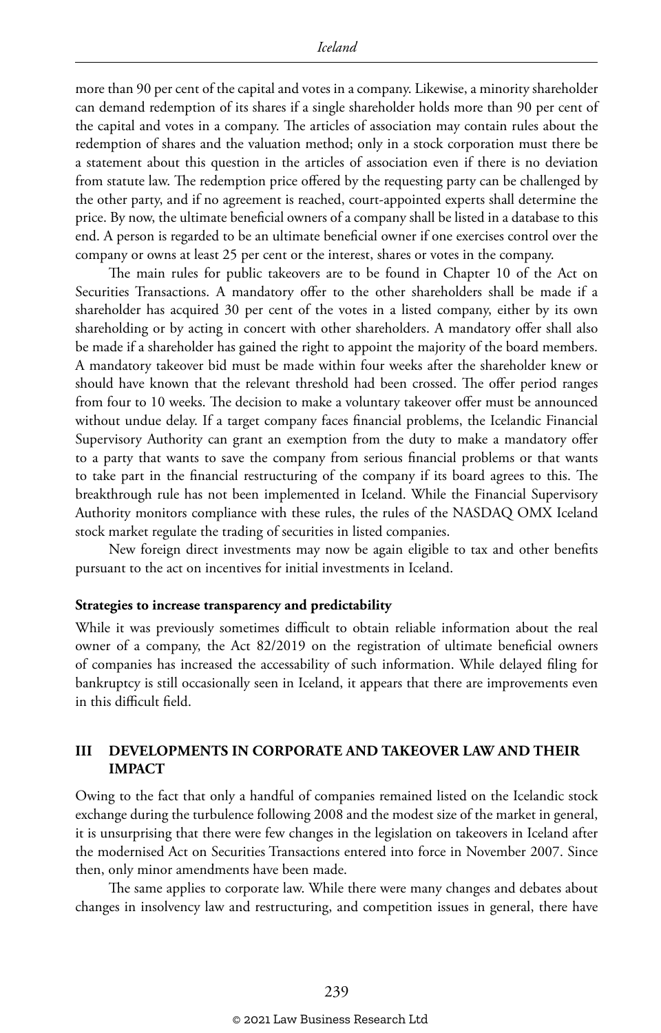more than 90 per cent of the capital and votes in a company. Likewise, a minority shareholder can demand redemption of its shares if a single shareholder holds more than 90 per cent of the capital and votes in a company. The articles of association may contain rules about the redemption of shares and the valuation method; only in a stock corporation must there be a statement about this question in the articles of association even if there is no deviation from statute law. The redemption price offered by the requesting party can be challenged by the other party, and if no agreement is reached, court-appointed experts shall determine the price. By now, the ultimate beneficial owners of a company shall be listed in a database to this end. A person is regarded to be an ultimate beneficial owner if one exercises control over the company or owns at least 25 per cent or the interest, shares or votes in the company.

The main rules for public takeovers are to be found in Chapter 10 of the Act on Securities Transactions. A mandatory offer to the other shareholders shall be made if a shareholder has acquired 30 per cent of the votes in a listed company, either by its own shareholding or by acting in concert with other shareholders. A mandatory offer shall also be made if a shareholder has gained the right to appoint the majority of the board members. A mandatory takeover bid must be made within four weeks after the shareholder knew or should have known that the relevant threshold had been crossed. The offer period ranges from four to 10 weeks. The decision to make a voluntary takeover offer must be announced without undue delay. If a target company faces financial problems, the Icelandic Financial Supervisory Authority can grant an exemption from the duty to make a mandatory offer to a party that wants to save the company from serious financial problems or that wants to take part in the financial restructuring of the company if its board agrees to this. The breakthrough rule has not been implemented in Iceland. While the Financial Supervisory Authority monitors compliance with these rules, the rules of the NASDAQ OMX Iceland stock market regulate the trading of securities in listed companies.

New foreign direct investments may now be again eligible to tax and other benefits pursuant to the act on incentives for initial investments in Iceland.

**Strategies to increase transparency and predictability**

While it was previously sometimes difficult to obtain reliable information about the real owner of a company, the Act 82/2019 on the registration of ultimate beneficial owners of companies has increased the accessability of such information. While delayed filing for bankruptcy is still occasionally seen in Iceland, it appears that there are improvements even in this difficult field.

## III DEVELOPMENTS IN CORPORATE AND TAKEOVER LAW AND THEIR IMPACT

Owing to the fact that only a handful of companies remained listed on the Icelandic stock exchange during the turbulence following 2008 and the modest size of the market in general, it is unsurprising that there were few changes in the legislation on takeovers in Iceland after the modernised Act on Securities Transactions entered into force in November 2007. Since then, only minor amendments have been made.

The same applies to corporate law. While there were many changes and debates about changes in insolvency law and restructuring, and competition issues in general, there have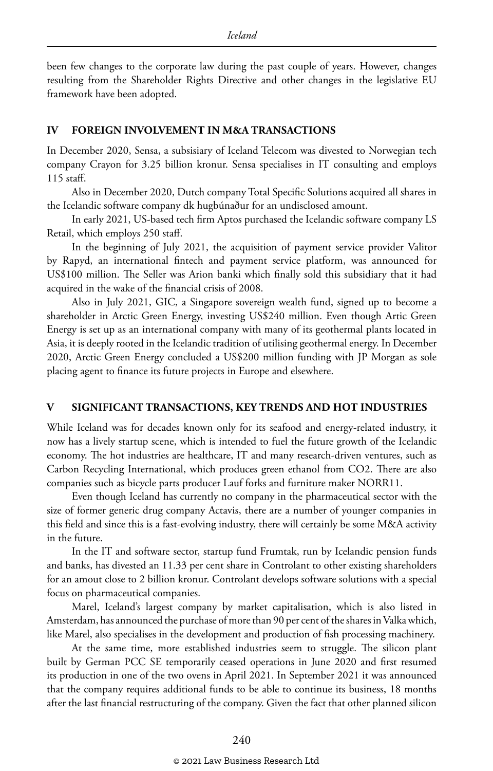been few changes to the corporate law during the past couple of years. However, changes resulting from the Shareholder Rights Directive and other changes in the legislative EU framework have been adopted.

## IV FOREIGN INVOLVEMENT IN M&A TRANSACTIONS

In December 2020, Sensa, a subsisiary of Iceland Telecom was divested to Norwegian tech company Crayon for 3.25 billion kronur. Sensa specialises in IT consulting and employs 115 staff.

Also in December 2020, Dutch company Total Specific Solutions acquired all shares in the Icelandic software company dk hugbúnaður for an undisclosed amount.

In early 2021, US-based tech firm Aptos purchased the Icelandic software company LS Retail, which employs 250 staff.

In the beginning of July 2021, the acquisition of payment service provider Valitor by Rapyd, an international fintech and payment service platform, was announced for US$100 million. The Seller was Arion banki which finally sold this subsidiary that it had acquired in the wake of the financial crisis of 2008.

Also in July 2021, GIC, a Singapore sovereign wealth fund, signed up to become a shareholder in Arctic Green Energy, investing US$240 million. Even though Artic Green Energy is set up as an international company with many of its geothermal plants located in Asia, it is deeply rooted in the Icelandic tradition of utilising geothermal energy. In December 2020, Arctic Green Energy concluded a US$200 million funding with JP Morgan as sole placing agent to finance its future projects in Europe and elsewhere.

## V SIGNIFICANT TRANSACTIONS, KEY TRENDS AND HOT INDUSTRIES

While Iceland was for decades known only for its seafood and energy-related industry, it now has a lively startup scene, which is intended to fuel the future growth of the Icelandic economy. The hot industries are healthcare, IT and many research-driven ventures, such as Carbon Recycling International, which produces green ethanol from CO2. There are also companies such as bicycle parts producer Lauf forks and furniture maker NORR11.

Even though Iceland has currently no company in the pharmaceutical sector with the size of former generic drug company Actavis, there are a number of younger companies in this field and since this is a fast-evolving industry, there will certainly be some M&A activity in the future.

In the IT and software sector, startup fund Frumtak, run by Icelandic pension funds and banks, has divested an 11.33 per cent share in Controlant to other existing shareholders for an amout close to 2 billion kronur. Controlant develops software solutions with a special focus on pharmaceutical companies.

Marel, Iceland's largest company by market capitalisation, which is also listed in Amsterdam, has announced the purchase of more than 90 per cent of the shares in Valka which, like Marel, also specialises in the development and production of fish processing machinery.

At the same time, more established industries seem to struggle. The silicon plant built by German PCC SE temporarily ceased operations in June 2020 and first resumed its production in one of the two ovens in April 2021. In September 2021 it was announced that the company requires additional funds to be able to continue its business, 18 months after the last financial restructuring of the company. Given the fact that other planned silicon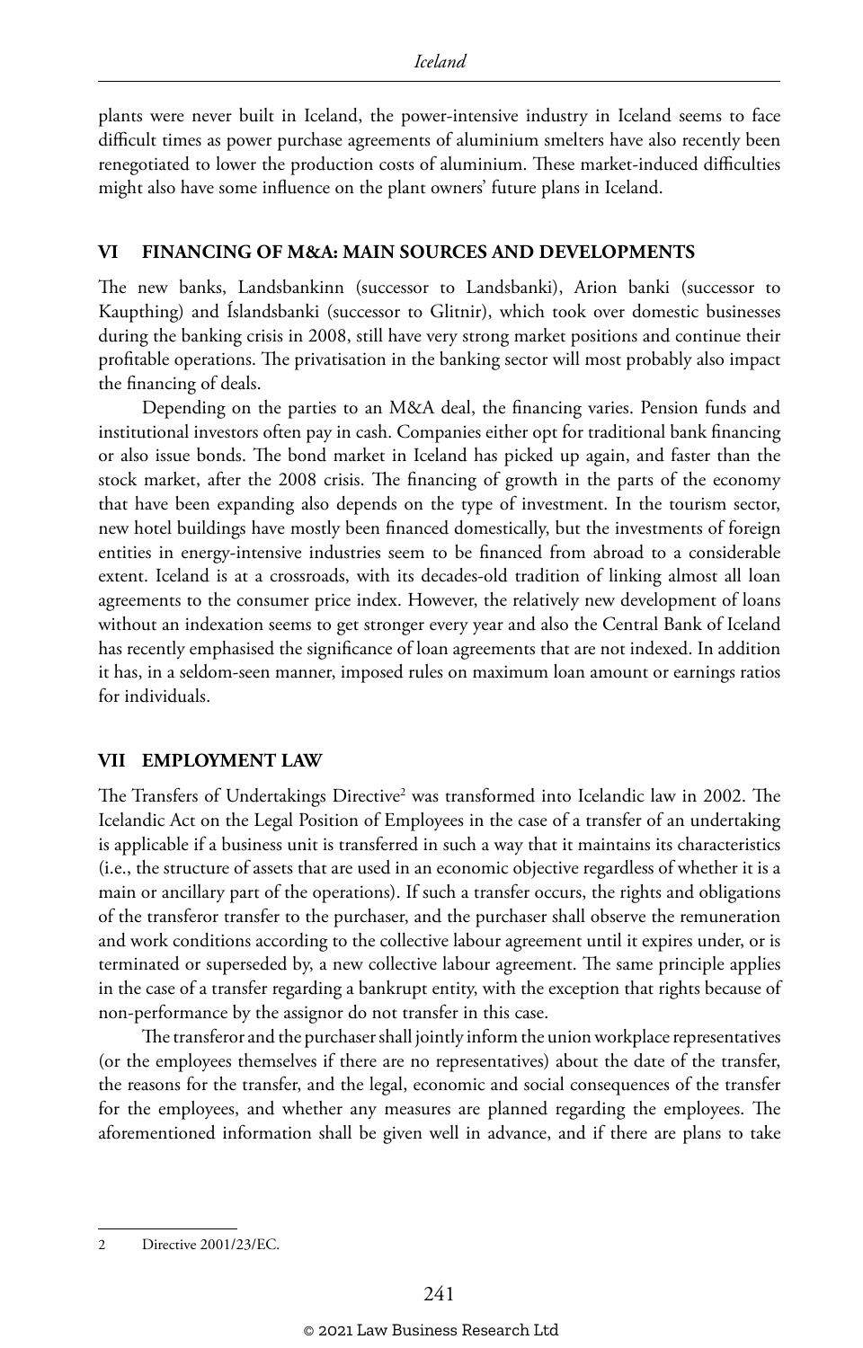plants were never built in Iceland, the power-intensive industry in Iceland seems to face difficult times as power purchase agreements of aluminium smelters have also recently been renegotiated to lower the production costs of aluminium. These market-induced difficulties might also have some influence on the plant owners' future plans in Iceland.

## VI FINANCING OF M&A: MAIN SOURCES AND DEVELOPMENTS

The new banks, Landsbankinn (successor to Landsbanki), Arion banki (successor to Kaupthing) and Íslandsbanki (successor to Glitnir), which took over domestic businesses during the banking crisis in 2008, still have very strong market positions and continue their profitable operations. The privatisation in the banking sector will most probably also impact the financing of deals.

Depending on the parties to an M&A deal, the financing varies. Pension funds and institutional investors often pay in cash. Companies either opt for traditional bank financing or also issue bonds. The bond market in Iceland has picked up again, and faster than the stock market, after the 2008 crisis. The financing of growth in the parts of the economy that have been expanding also depends on the type of investment. In the tourism sector, new hotel buildings have mostly been financed domestically, but the investments of foreign entities in energy-intensive industries seem to be financed from abroad to a considerable extent. Iceland is at a crossroads, with its decades-old tradition of linking almost all loan agreements to the consumer price index. However, the relatively new development of loans without an indexation seems to get stronger every year and also the Central Bank of Iceland has recently emphasised the significance of loan agreements that are not indexed. In addition it has, in a seldom-seen manner, imposed rules on maximum loan amount or earnings ratios for individuals.

## VII EMPLOYMENT LAW

The Transfers of Undertakings Directive[2] was transformed into Icelandic law in 2002. The Icelandic Act on the Legal Position of Employees in the case of a transfer of an undertaking is applicable if a business unit is transferred in such a way that it maintains its characteristics (i.e., the structure of assets that are used in an economic objective regardless of whether it is a main or ancillary part of the operations). If such a transfer occurs, the rights and obligations of the transferor transfer to the purchaser, and the purchaser shall observe the remuneration and work conditions according to the collective labour agreement until it expires under, or is terminated or superseded by, a new collective labour agreement. The same principle applies in the case of a transfer regarding a bankrupt entity, with the exception that rights because of non-performance by the assignor do not transfer in this case.

The transferor and the purchaser shall jointly inform the union workplace representatives (or the employees themselves if there are no representatives) about the date of the transfer, the reasons for the transfer, and the legal, economic and social consequences of the transfer for the employees, and whether any measures are planned regarding the employees. The aforementioned information shall be given well in advance, and if there are plans to take

---

2 Directive 2001/23/EC.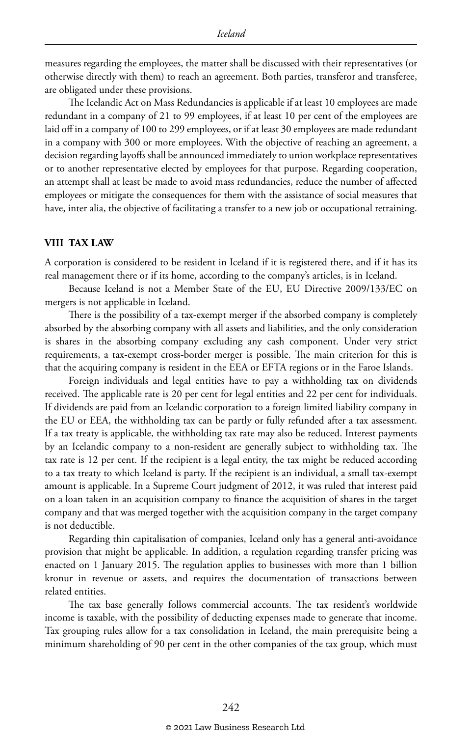measures regarding the employees, the matter shall be discussed with their representatives (or otherwise directly with them) to reach an agreement. Both parties, transferor and transferee, are obligated under these provisions.

The Icelandic Act on Mass Redundancies is applicable if at least 10 employees are made redundant in a company of 21 to 99 employees, if at least 10 per cent of the employees are laid off in a company of 100 to 299 employees, or if at least 30 employees are made redundant in a company with 300 or more employees. With the objective of reaching an agreement, a decision regarding layoffs shall be announced immediately to union workplace representatives or to another representative elected by employees for that purpose. Regarding cooperation, an attempt shall at least be made to avoid mass redundancies, reduce the number of affected employees or mitigate the consequences for them with the assistance of social measures that have, inter alia, the objective of facilitating a transfer to a new job or occupational retraining.

## VIII TAX LAW

A corporation is considered to be resident in Iceland if it is registered there, and if it has its real management there or if its home, according to the company's articles, is in Iceland.

Because Iceland is not a Member State of the EU, EU Directive 2009/133/EC on mergers is not applicable in Iceland.

There is the possibility of a tax-exempt merger if the absorbed company is completely absorbed by the absorbing company with all assets and liabilities, and the only consideration is shares in the absorbing company excluding any cash component. Under very strict requirements, a tax-exempt cross-border merger is possible. The main criterion for this is that the acquiring company is resident in the EEA or EFTA regions or in the Faroe Islands.

Foreign individuals and legal entities have to pay a withholding tax on dividends received. The applicable rate is 20 per cent for legal entities and 22 per cent for individuals. If dividends are paid from an Icelandic corporation to a foreign limited liability company in the EU or EEA, the withholding tax can be partly or fully refunded after a tax assessment. If a tax treaty is applicable, the withholding tax rate may also be reduced. Interest payments by an Icelandic company to a non-resident are generally subject to withholding tax. The tax rate is 12 per cent. If the recipient is a legal entity, the tax might be reduced according to a tax treaty to which Iceland is party. If the recipient is an individual, a small tax-exempt amount is applicable. In a Supreme Court judgment of 2012, it was ruled that interest paid on a loan taken in an acquisition company to finance the acquisition of shares in the target company and that was merged together with the acquisition company in the target company is not deductible.

Regarding thin capitalisation of companies, Iceland only has a general anti-avoidance provision that might be applicable. In addition, a regulation regarding transfer pricing was enacted on 1 January 2015. The regulation applies to businesses with more than 1 billion kronur in revenue or assets, and requires the documentation of transactions between related entities.

The tax base generally follows commercial accounts. The tax resident's worldwide income is taxable, with the possibility of deducting expenses made to generate that income. Tax grouping rules allow for a tax consolidation in Iceland, the main prerequisite being a minimum shareholding of 90 per cent in the other companies of the tax group, which must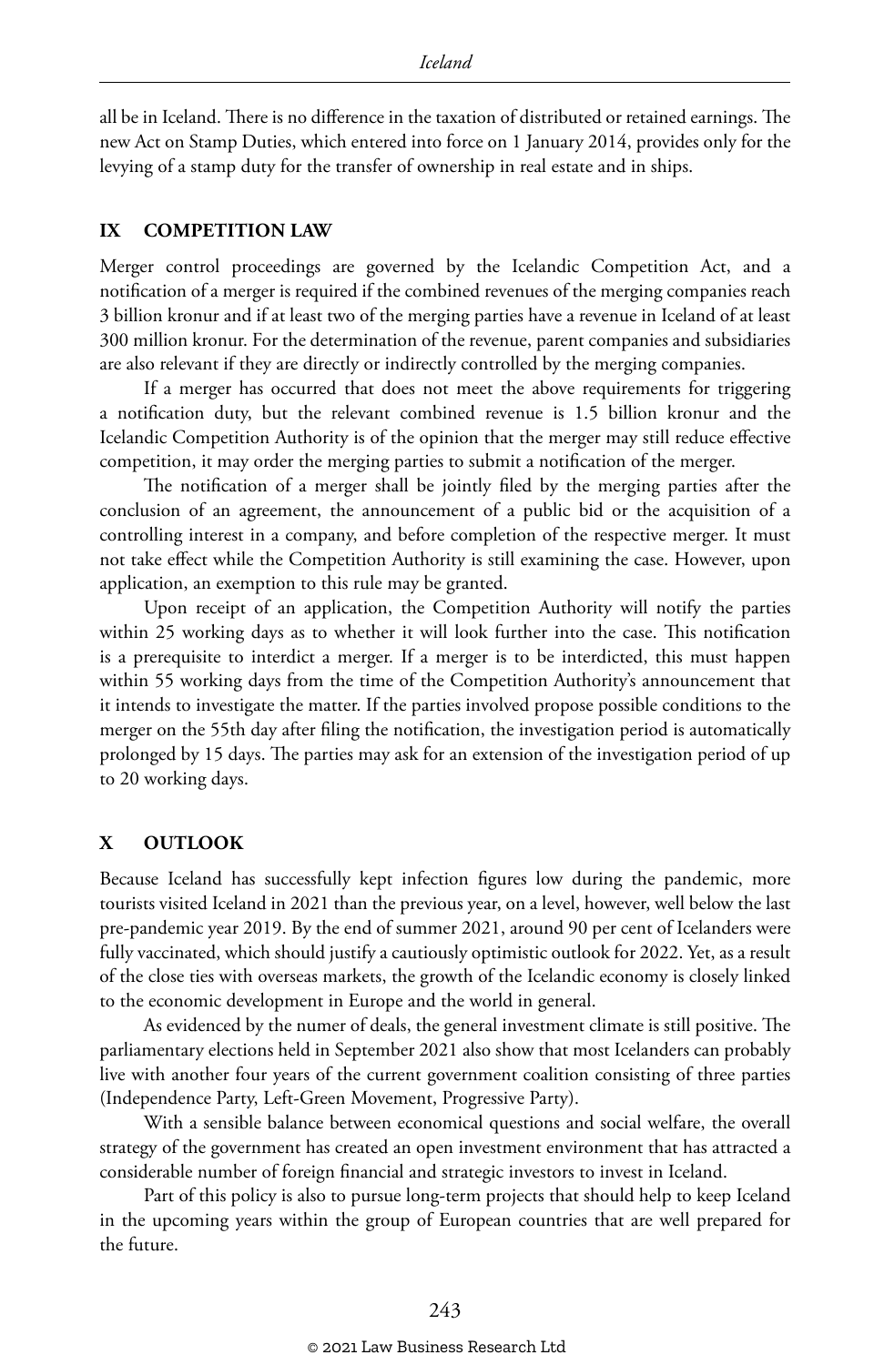all be in Iceland. There is no difference in the taxation of distributed or retained earnings. The new Act on Stamp Duties, which entered into force on 1 January 2014, provides only for the levying of a stamp duty for the transfer of ownership in real estate and in ships.

## IX COMPETITION LAW

Merger control proceedings are governed by the Icelandic Competition Act, and a notification of a merger is required if the combined revenues of the merging companies reach 3 billion kronur and if at least two of the merging parties have a revenue in Iceland of at least 300 million kronur. For the determination of the revenue, parent companies and subsidiaries are also relevant if they are directly or indirectly controlled by the merging companies.

If a merger has occurred that does not meet the above requirements for triggering a notification duty, but the relevant combined revenue is 1.5 billion kronur and the Icelandic Competition Authority is of the opinion that the merger may still reduce effective competition, it may order the merging parties to submit a notification of the merger.

The notification of a merger shall be jointly filed by the merging parties after the conclusion of an agreement, the announcement of a public bid or the acquisition of a controlling interest in a company, and before completion of the respective merger. It must not take effect while the Competition Authority is still examining the case. However, upon application, an exemption to this rule may be granted.

Upon receipt of an application, the Competition Authority will notify the parties within 25 working days as to whether it will look further into the case. This notification is a prerequisite to interdict a merger. If a merger is to be interdicted, this must happen within 55 working days from the time of the Competition Authority's announcement that it intends to investigate the matter. If the parties involved propose possible conditions to the merger on the 55th day after filing the notification, the investigation period is automatically prolonged by 15 days. The parties may ask for an extension of the investigation period of up to 20 working days.

## X OUTLOOK

Because Iceland has successfully kept infection figures low during the pandemic, more tourists visited Iceland in 2021 than the previous year, on a level, however, well below the last pre-pandemic year 2019. By the end of summer 2021, around 90 per cent of Icelanders were fully vaccinated, which should justify a cautiously optimistic outlook for 2022. Yet, as a result of the close ties with overseas markets, the growth of the Icelandic economy is closely linked to the economic development in Europe and the world in general.

As evidenced by the numer of deals, the general investment climate is still positive. The parliamentary elections held in September 2021 also show that most Icelanders can probably live with another four years of the current government coalition consisting of three parties (Independence Party, Left-Green Movement, Progressive Party).

With a sensible balance between economical questions and social welfare, the overall strategy of the government has created an open investment environment that has attracted a considerable number of foreign financial and strategic investors to invest in Iceland.

Part of this policy is also to pursue long-term projects that should help to keep Iceland in the upcoming years within the group of European countries that are well prepared for the future.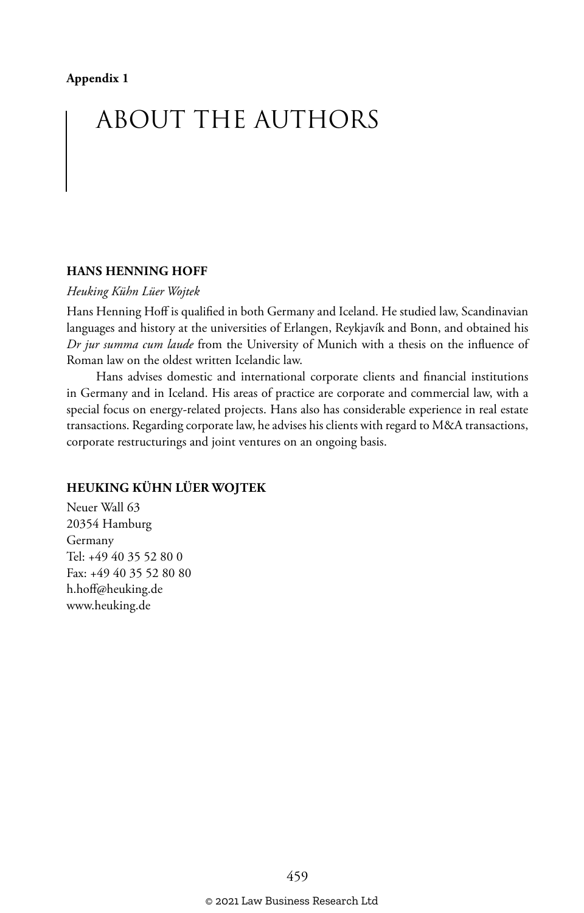**Appendix 1**

# ABOUT THE AUTHORS

## HANS HENNING HOFF

*Heuking Kühn Lüer Wojtek*

Hans Henning Hoff is qualified in both Germany and Iceland. He studied law, Scandinavian languages and history at the universities of Erlangen, Reykjavík and Bonn, and obtained his *Dr jur summa cum laude* from the University of Munich with a thesis on the influence of Roman law on the oldest written Icelandic law.

Hans advises domestic and international corporate clients and financial institutions in Germany and in Iceland. His areas of practice are corporate and commercial law, with a special focus on energy-related projects. Hans also has considerable experience in real estate transactions. Regarding corporate law, he advises his clients with regard to M&A transactions, corporate restructurings and joint ventures on an ongoing basis.

## HEUKING KÜHN LÜER WOJTEK

Neuer Wall 63
20354 Hamburg
Germany
Tel: +49 40 35 52 80 0
Fax: +49 40 35 52 80 80
h.hoff@heuking.de
www.heuking.de

© 2021 Law Business Research Ltd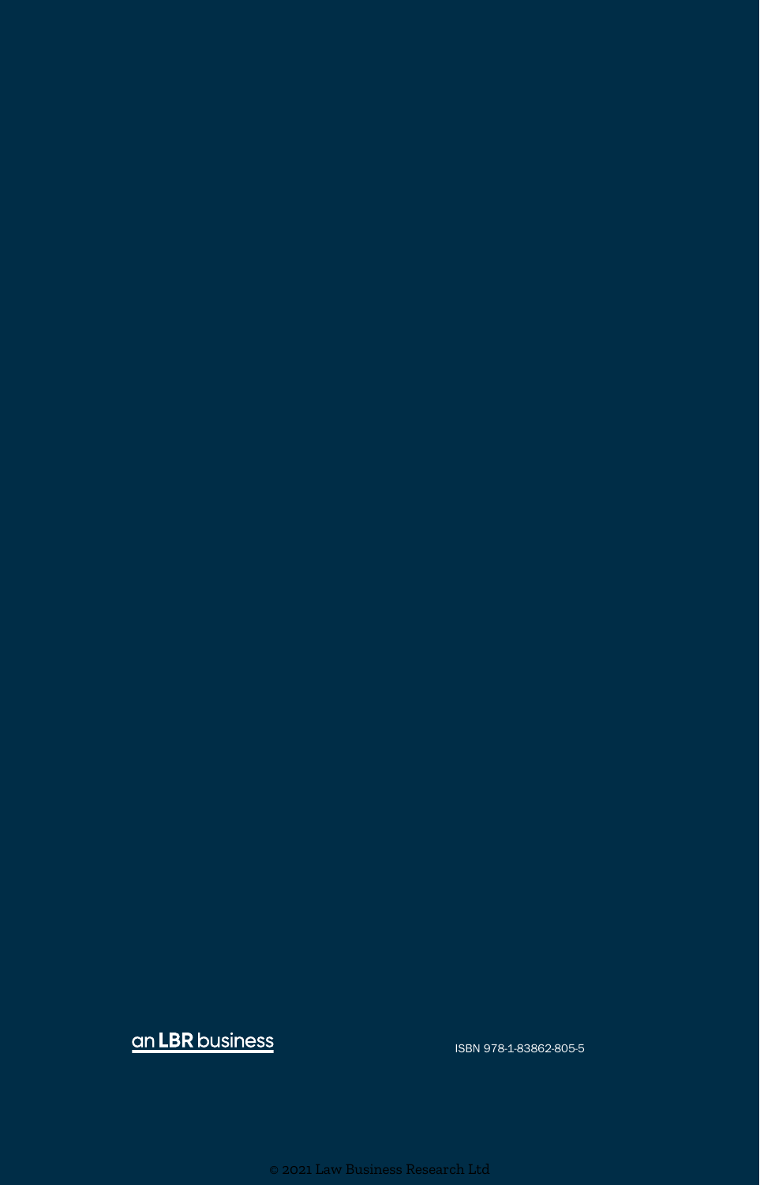an **LBR** business

ISBN 978-1-83862-805-5

© 2021 Law Business Research Ltd